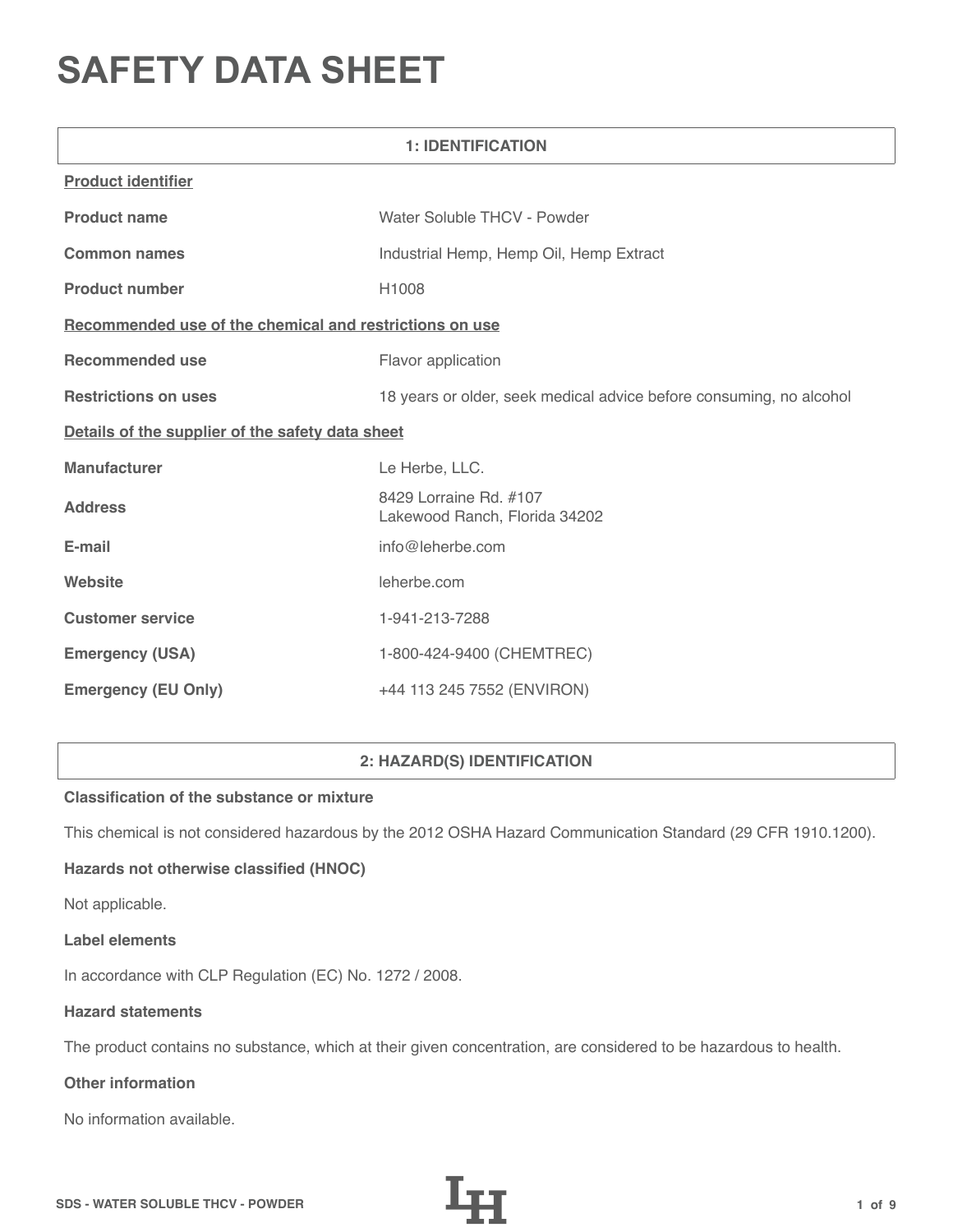# SAFETY DATA SHEET

## 1: IDENTIFICATION

**Product identifier**

| | |
|---|---|
| **Product name** | Water Soluble THCV - Powder |
| **Common names** | Industrial Hemp, Hemp Oil, Hemp Extract |
| **Product number** | H1008 |

**Recommended use of the chemical and restrictions on use**

| | |
|---|---|
| **Recommended use** | Flavor application |
| **Restrictions on uses** | 18 years or older, seek medical advice before consuming, no alcohol |

**Details of the supplier of the safety data sheet**

| | |
|---|---|
| **Manufacturer** | Le Herbe, LLC. |
| **Address** | 8429 Lorraine Rd. #107<br>Lakewood Ranch, Florida 34202 |
| **E-mail** | info@leherbe.com |
| **Website** | leherbe.com |
| **Customer service** | 1-941-213-7288 |
| **Emergency (USA)** | 1-800-424-9400 (CHEMTREC) |
| **Emergency (EU Only)** | +44 113 245 7552 (ENVIRON) |

## 2: HAZARD(S) IDENTIFICATION

**Classification of the substance or mixture**

This chemical is not considered hazardous by the 2012 OSHA Hazard Communication Standard (29 CFR 1910.1200).

**Hazards not otherwise classified (HNOC)**

Not applicable.

**Label elements**

In accordance with CLP Regulation (EC) No. 1272 / 2008.

**Hazard statements**

The product contains no substance, which at their given concentration, are considered to be hazardous to health.

**Other information**

No information available.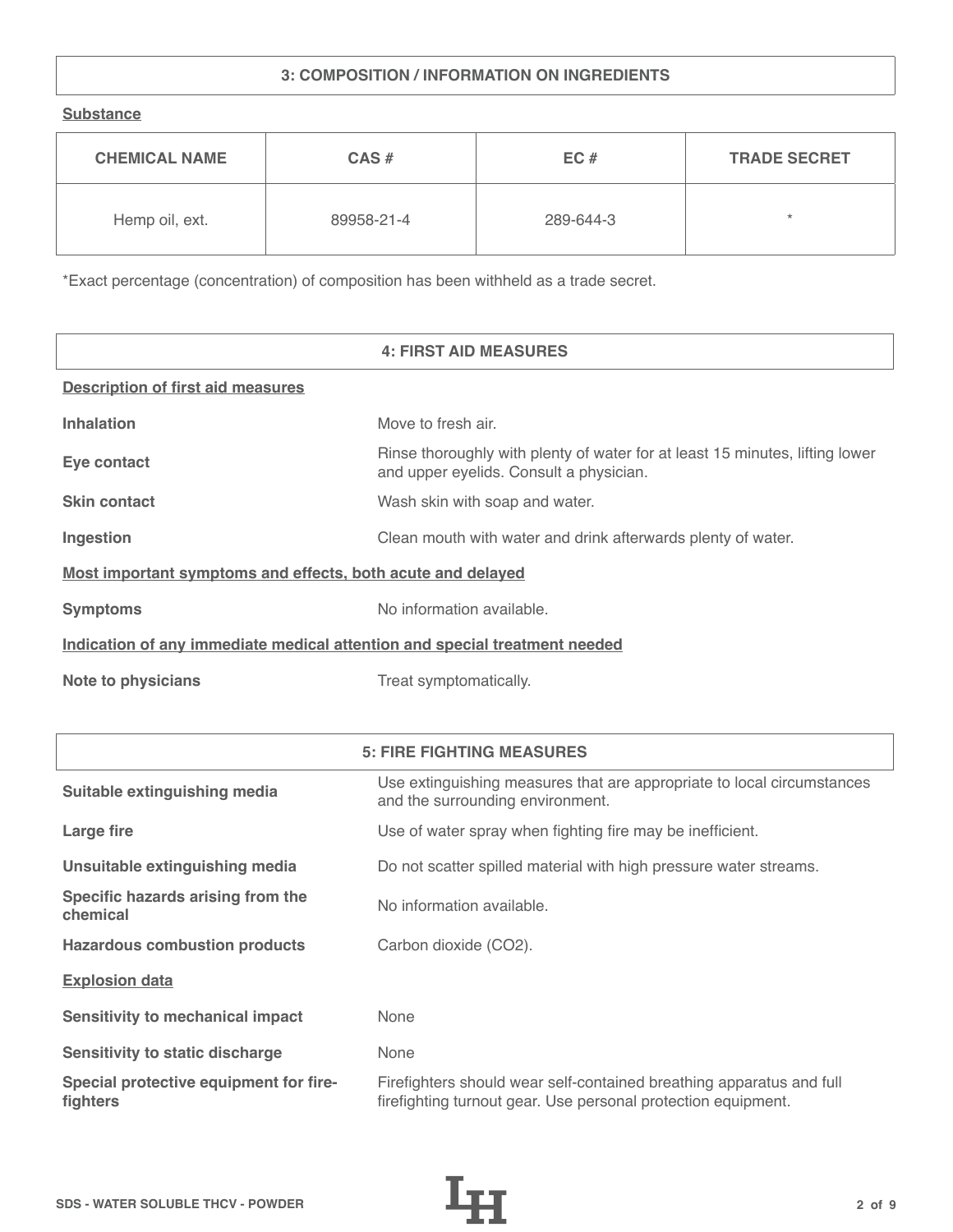## 3: COMPOSITION / INFORMATION ON INGREDIENTS

**Substance**

| CHEMICAL NAME | CAS # | EC # | TRADE SECRET |
|---|---|---|---|
| Hemp oil, ext. | 89958-21-4 | 289-644-3 | * |

*Exact percentage (concentration) of composition has been withheld as a trade secret.

## 4: FIRST AID MEASURES

**Description of first aid measures**

| | |
|---|---|
| **Inhalation** | Move to fresh air. |
| **Eye contact** | Rinse thoroughly with plenty of water for at least 15 minutes, lifting lower and upper eyelids. Consult a physician. |
| **Skin contact** | Wash skin with soap and water. |
| **Ingestion** | Clean mouth with water and drink afterwards plenty of water. |

**Most important symptoms and effects, both acute and delayed**

| | |
|---|---|
| **Symptoms** | No information available. |

**Indication of any immediate medical attention and special treatment needed**

| | |
|---|---|
| **Note to physicians** | Treat symptomatically. |

## 5: FIRE FIGHTING MEASURES

| | |
|---|---|
| **Suitable extinguishing media** | Use extinguishing measures that are appropriate to local circumstances and the surrounding environment. |
| **Large fire** | Use of water spray when fighting fire may be inefficient. |
| **Unsuitable extinguishing media** | Do not scatter spilled material with high pressure water streams. |
| **Specific hazards arising from the chemical** | No information available. |
| **Hazardous combustion products** | Carbon dioxide ($CO_2$). |

**Explosion data**

| | |
|---|---|
| **Sensitivity to mechanical impact** | None |
| **Sensitivity to static discharge** | None |
| **Special protective equipment for fire-fighters** | Firefighters should wear self-contained breathing apparatus and full firefighting turnout gear. Use personal protection equipment. |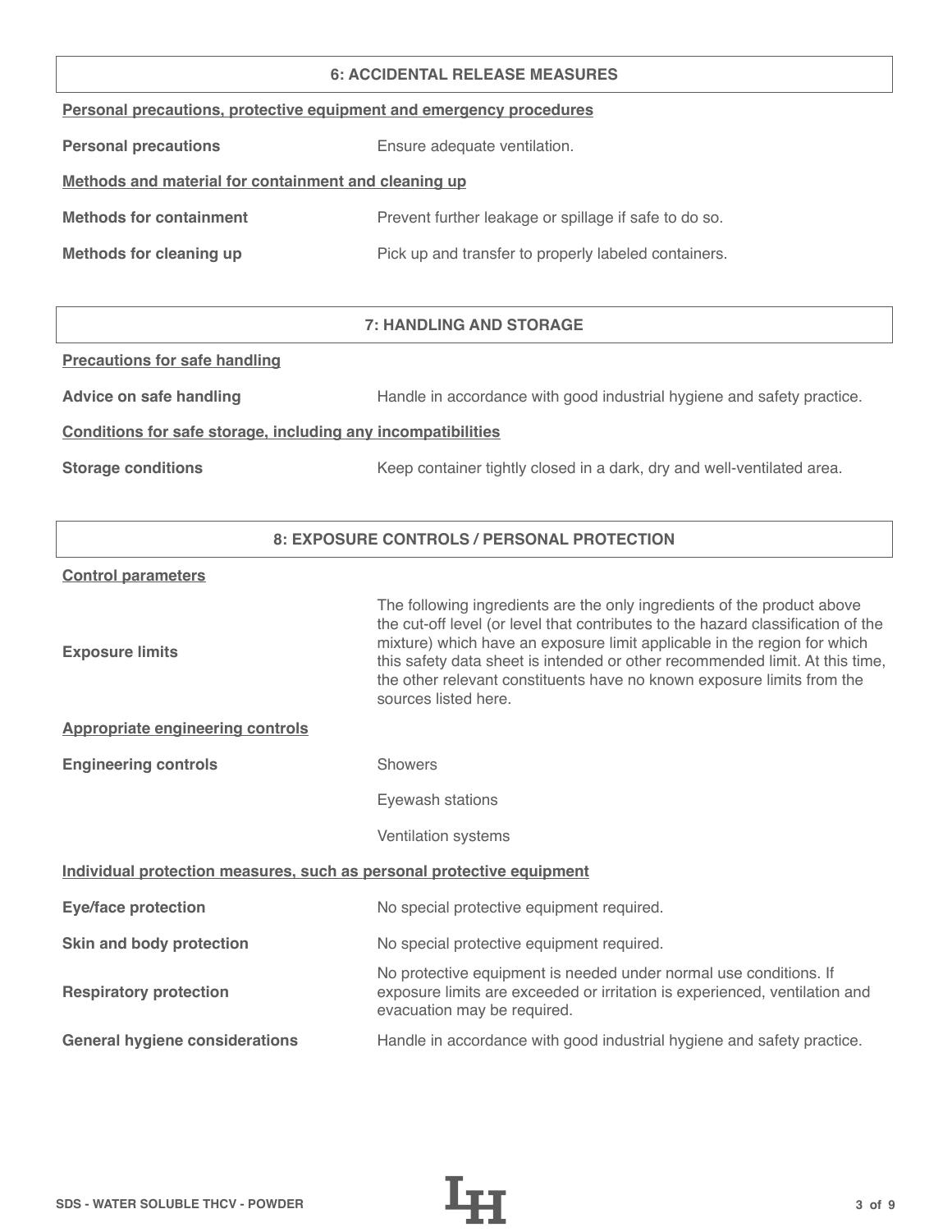## 6: ACCIDENTAL RELEASE MEASURES

**Personal precautions, protective equipment and emergency procedures**

| | |
|---|---|
| **Personal precautions** | Ensure adequate ventilation. |

**Methods and material for containment and cleaning up**

| | |
|---|---|
| **Methods for containment** | Prevent further leakage or spillage if safe to do so. |
| **Methods for cleaning up** | Pick up and transfer to properly labeled containers. |

## 7: HANDLING AND STORAGE

**Precautions for safe handling**

| | |
|---|---|
| **Advice on safe handling** | Handle in accordance with good industrial hygiene and safety practice. |

**Conditions for safe storage, including any incompatibilities**

| | |
|---|---|
| **Storage conditions** | Keep container tightly closed in a dark, dry and well-ventilated area. |

## 8: EXPOSURE CONTROLS / PERSONAL PROTECTION

**Control parameters**

| | |
|---|---|
| **Exposure limits** | The following ingredients are the only ingredients of the product above the cut-off level (or level that contributes to the hazard classification of the mixture) which have an exposure limit applicable in the region for which this safety data sheet is intended or other recommended limit. At this time, the other relevant constituents have no known exposure limits from the sources listed here. |

**Appropriate engineering controls**

| | |
|---|---|
| **Engineering controls** | Showers |
| | Eyewash stations |
| | Ventilation systems |

**Individual protection measures, such as personal protective equipment**

| | |
|---|---|
| **Eye/face protection** | No special protective equipment required. |
| **Skin and body protection** | No special protective equipment required. |
| **Respiratory protection** | No protective equipment is needed under normal use conditions. If exposure limits are exceeded or irritation is experienced, ventilation and evacuation may be required. |
| **General hygiene considerations** | Handle in accordance with good industrial hygiene and safety practice. |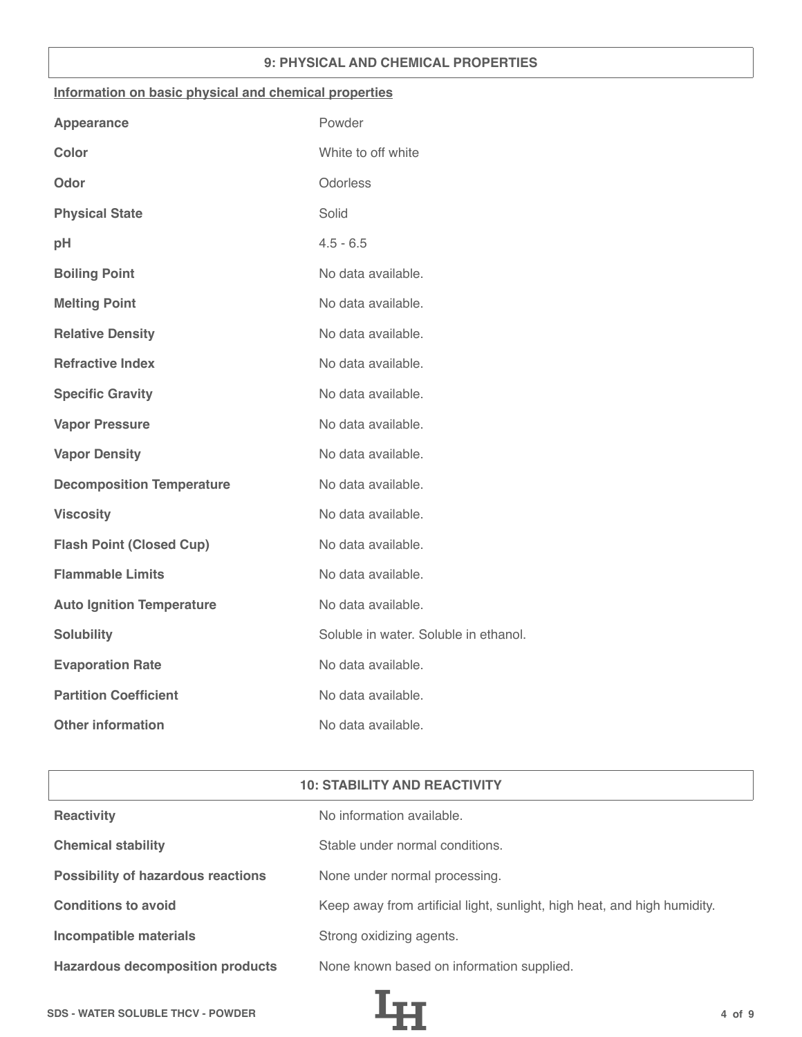## 9: PHYSICAL AND CHEMICAL PROPERTIES

**Information on basic physical and chemical properties**

| | |
|---|---|
| **Appearance** | Powder |
| **Color** | White to off white |
| **Odor** | Odorless |
| **Physical State** | Solid |
| **pH** | 4.5 - 6.5 |
| **Boiling Point** | No data available. |
| **Melting Point** | No data available. |
| **Relative Density** | No data available. |
| **Refractive Index** | No data available. |
| **Specific Gravity** | No data available. |
| **Vapor Pressure** | No data available. |
| **Vapor Density** | No data available. |
| **Decomposition Temperature** | No data available. |
| **Viscosity** | No data available. |
| **Flash Point (Closed Cup)** | No data available. |
| **Flammable Limits** | No data available. |
| **Auto Ignition Temperature** | No data available. |
| **Solubility** | Soluble in water. Soluble in ethanol. |
| **Evaporation Rate** | No data available. |
| **Partition Coefficient** | No data available. |
| **Other information** | No data available. |

## 10: STABILITY AND REACTIVITY

| | |
|---|---|
| **Reactivity** | No information available. |
| **Chemical stability** | Stable under normal conditions. |
| **Possibility of hazardous reactions** | None under normal processing. |
| **Conditions to avoid** | Keep away from artificial light, sunlight, high heat, and high humidity. |
| **Incompatible materials** | Strong oxidizing agents. |
| **Hazardous decomposition products** | None known based on information supplied. |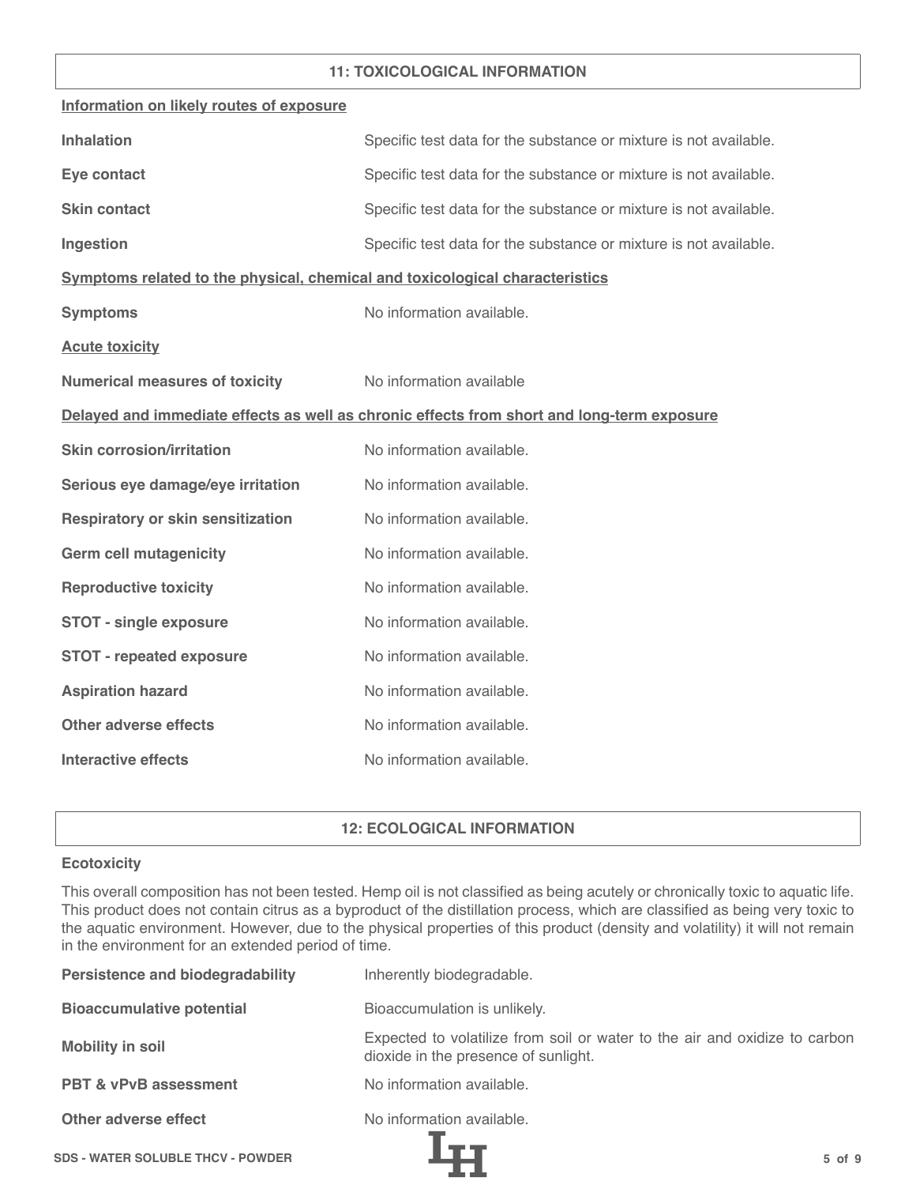## 11: TOXICOLOGICAL INFORMATION

**Information on likely routes of exposure**

| | |
|---|---|
| **Inhalation** | Specific test data for the substance or mixture is not available. |
| **Eye contact** | Specific test data for the substance or mixture is not available. |
| **Skin contact** | Specific test data for the substance or mixture is not available. |
| **Ingestion** | Specific test data for the substance or mixture is not available. |

**Symptoms related to the physical, chemical and toxicological characteristics**

| | |
|---|---|
| **Symptoms** | No information available. |

**Acute toxicity**

| | |
|---|---|
| **Numerical measures of toxicity** | No information available |

**Delayed and immediate effects as well as chronic effects from short and long-term exposure**

| | |
|---|---|
| **Skin corrosion/irritation** | No information available. |
| **Serious eye damage/eye irritation** | No information available. |
| **Respiratory or skin sensitization** | No information available. |
| **Germ cell mutagenicity** | No information available. |
| **Reproductive toxicity** | No information available. |
| **STOT - single exposure** | No information available. |
| **STOT - repeated exposure** | No information available. |
| **Aspiration hazard** | No information available. |
| **Other adverse effects** | No information available. |
| **Interactive effects** | No information available. |

## 12: ECOLOGICAL INFORMATION

**Ecotoxicity**

This overall composition has not been tested. Hemp oil is not classified as being acutely or chronically toxic to aquatic life. This product does not contain citrus as a byproduct of the distillation process, which are classified as being very toxic to the aquatic environment. However, due to the physical properties of this product (density and volatility) it will not remain in the environment for an extended period of time.

| | |
|---|---|
| **Persistence and biodegradability** | Inherently biodegradable. |
| **Bioaccumulative potential** | Bioaccumulation is unlikely. |
| **Mobility in soil** | Expected to volatilize from soil or water to the air and oxidize to carbon dioxide in the presence of sunlight. |
| **PBT & vPvB assessment** | No information available. |
| **Other adverse effect** | No information available. |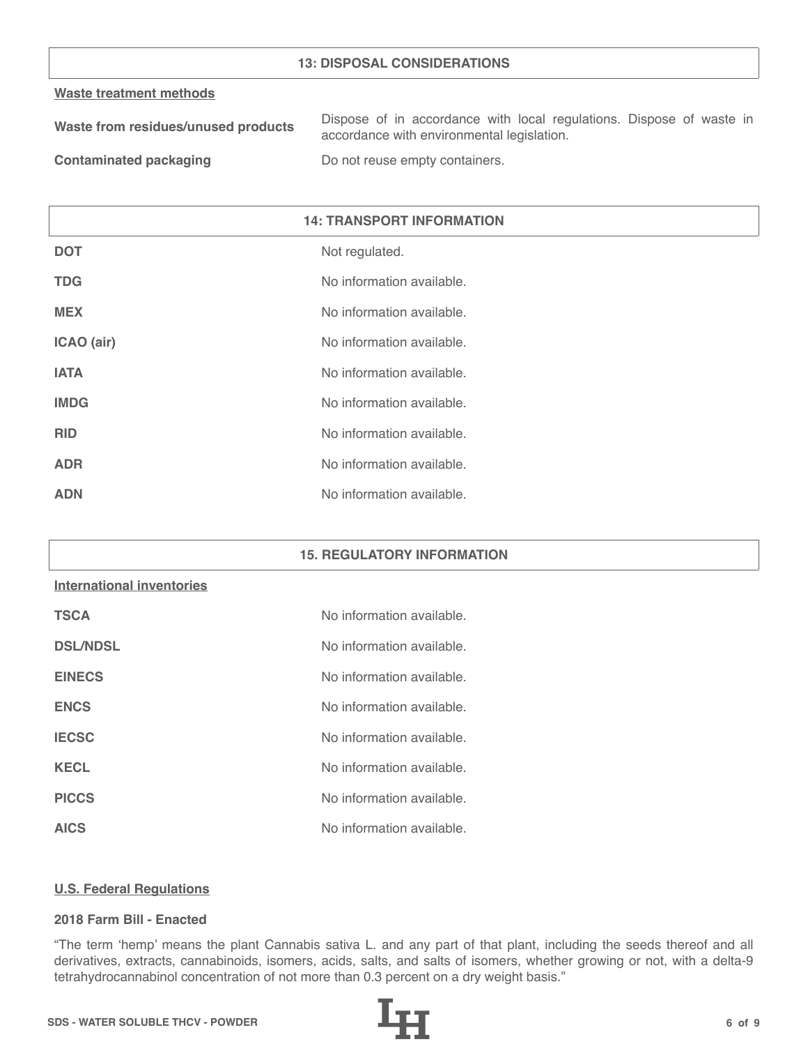## 13: DISPOSAL CONSIDERATIONS

**Waste treatment methods**

| | |
|---|---|
| **Waste from residues/unused products** | Dispose of in accordance with local regulations. Dispose of waste in accordance with environmental legislation. |
| **Contaminated packaging** | Do not reuse empty containers. |

## 14: TRANSPORT INFORMATION

| | |
|---|---|
| **DOT** | Not regulated. |
| **TDG** | No information available. |
| **MEX** | No information available. |
| **ICAO (air)** | No information available. |
| **IATA** | No information available. |
| **IMDG** | No information available. |
| **RID** | No information available. |
| **ADR** | No information available. |
| **ADN** | No information available. |

## 15. REGULATORY INFORMATION

**International inventories**

| | |
|---|---|
| **TSCA** | No information available. |
| **DSL/NDSL** | No information available. |
| **EINECS** | No information available. |
| **ENCS** | No information available. |
| **IECSC** | No information available. |
| **KECL** | No information available. |
| **PICCS** | No information available. |
| **AICS** | No information available. |

**U.S. Federal Regulations**

**2018 Farm Bill - Enacted**

“The term ‘hemp’ means the plant Cannabis sativa L. and any part of that plant, including the seeds thereof and all derivatives, extracts, cannabinoids, isomers, acids, salts, and salts of isomers, whether growing or not, with a delta-9 tetrahydrocannabinol concentration of not more than 0.3 percent on a dry weight basis.”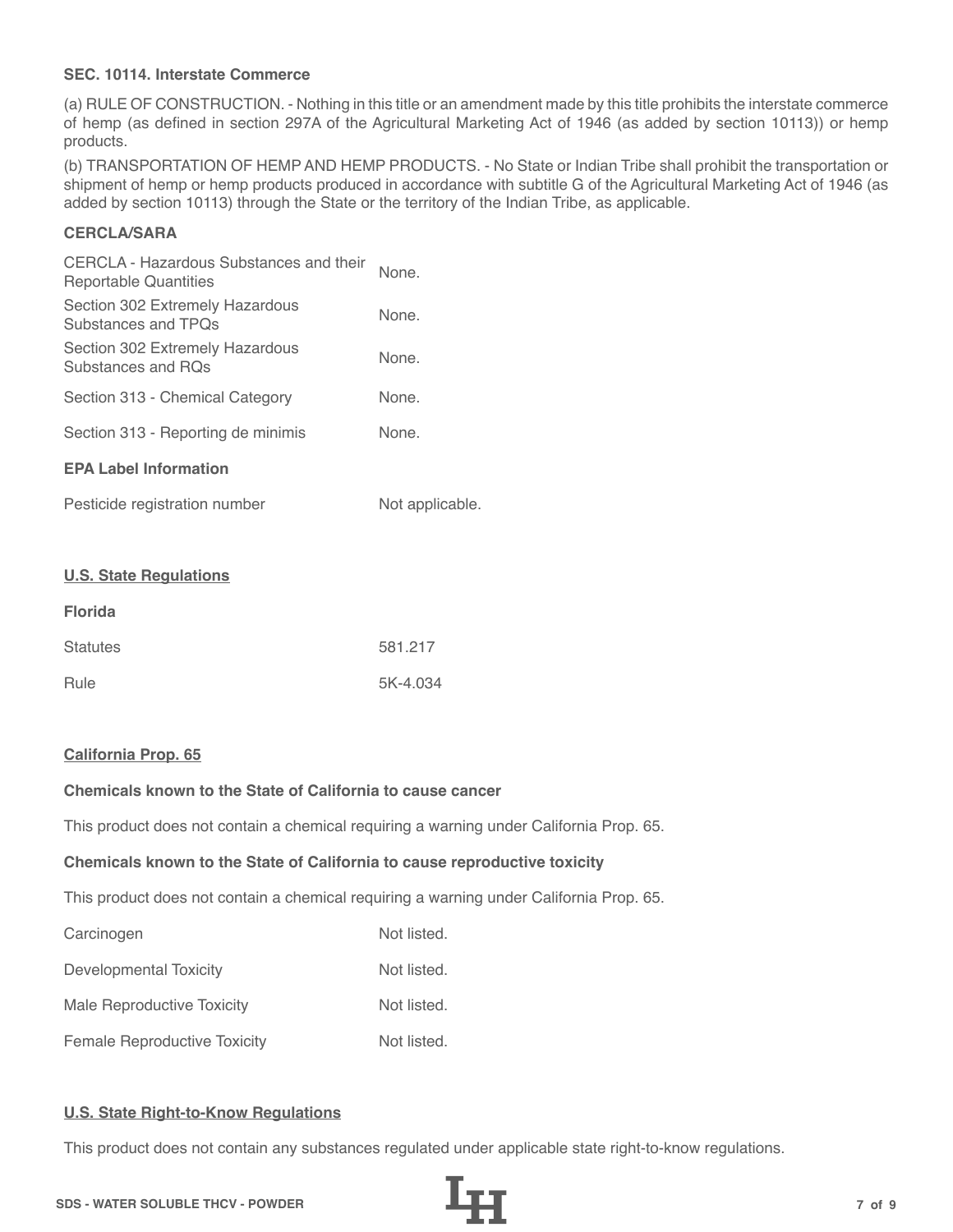**SEC. 10114. Interstate Commerce**

(a) RULE OF CONSTRUCTION. - Nothing in this title or an amendment made by this title prohibits the interstate commerce of hemp (as defined in section 297A of the Agricultural Marketing Act of 1946 (as added by section 10113)) or hemp products.

(b) TRANSPORTATION OF HEMP AND HEMP PRODUCTS. - No State or Indian Tribe shall prohibit the transportation or shipment of hemp or hemp products produced in accordance with subtitle G of the Agricultural Marketing Act of 1946 (as added by section 10113) through the State or the territory of the Indian Tribe, as applicable.

**CERCLA/SARA**

| | |
|---|---|
| CERCLA - Hazardous Substances and their Reportable Quantities | None. |
| Section 302 Extremely Hazardous Substances and TPQs | None. |
| Section 302 Extremely Hazardous Substances and RQs | None. |
| Section 313 - Chemical Category | None. |
| Section 313 - Reporting de minimis | None. |

**EPA Label Information**

| | |
|---|---|
| Pesticide registration number | Not applicable. |

## U.S. State Regulations

**Florida**

| | |
|---|---|
| Statutes | 581.217 |
| Rule | 5K-4.034 |

## California Prop. 65

**Chemicals known to the State of California to cause cancer**

This product does not contain a chemical requiring a warning under California Prop. 65.

**Chemicals known to the State of California to cause reproductive toxicity**

This product does not contain a chemical requiring a warning under California Prop. 65.

| | |
|---|---|
| Carcinogen | Not listed. |
| Developmental Toxicity | Not listed. |
| Male Reproductive Toxicity | Not listed. |
| Female Reproductive Toxicity | Not listed. |

## U.S. State Right-to-Know Regulations

This product does not contain any substances regulated under applicable state right-to-know regulations.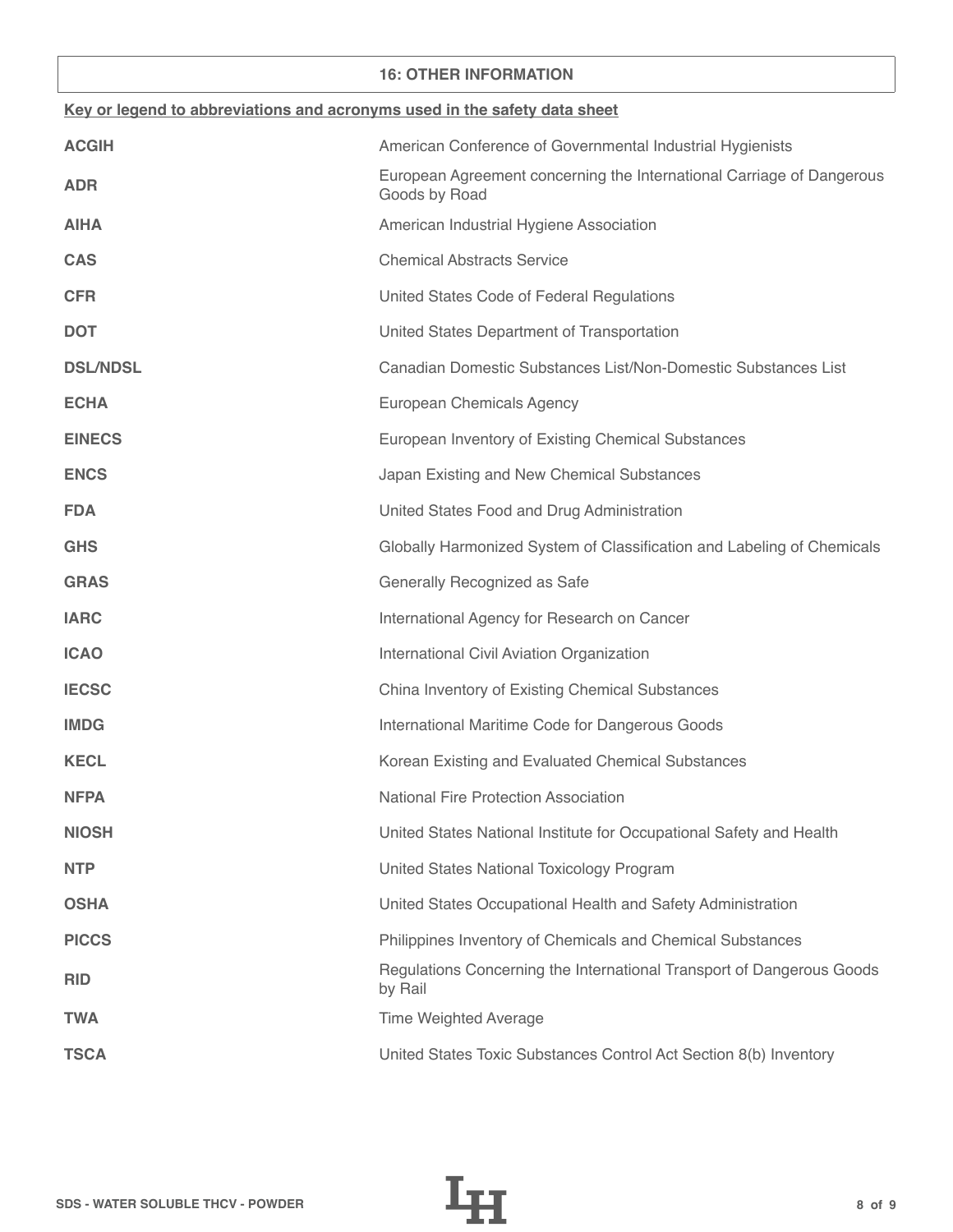## 16: OTHER INFORMATION

**Key or legend to abbreviations and acronyms used in the safety data sheet**

| | |
|---|---|
| **ACGIH** | American Conference of Governmental Industrial Hygienists |
| **ADR** | European Agreement concerning the International Carriage of Dangerous Goods by Road |
| **AIHA** | American Industrial Hygiene Association |
| **CAS** | Chemical Abstracts Service |
| **CFR** | United States Code of Federal Regulations |
| **DOT** | United States Department of Transportation |
| **DSL/NDSL** | Canadian Domestic Substances List/Non-Domestic Substances List |
| **ECHA** | European Chemicals Agency |
| **EINECS** | European Inventory of Existing Chemical Substances |
| **ENCS** | Japan Existing and New Chemical Substances |
| **FDA** | United States Food and Drug Administration |
| **GHS** | Globally Harmonized System of Classification and Labeling of Chemicals |
| **GRAS** | Generally Recognized as Safe |
| **IARC** | International Agency for Research on Cancer |
| **ICAO** | International Civil Aviation Organization |
| **IECSC** | China Inventory of Existing Chemical Substances |
| **IMDG** | International Maritime Code for Dangerous Goods |
| **KECL** | Korean Existing and Evaluated Chemical Substances |
| **NFPA** | National Fire Protection Association |
| **NIOSH** | United States National Institute for Occupational Safety and Health |
| **NTP** | United States National Toxicology Program |
| **OSHA** | United States Occupational Health and Safety Administration |
| **PICCS** | Philippines Inventory of Chemicals and Chemical Substances |
| **RID** | Regulations Concerning the International Transport of Dangerous Goods by Rail |
| **TWA** | Time Weighted Average |
| **TSCA** | United States Toxic Substances Control Act Section 8(b) Inventory |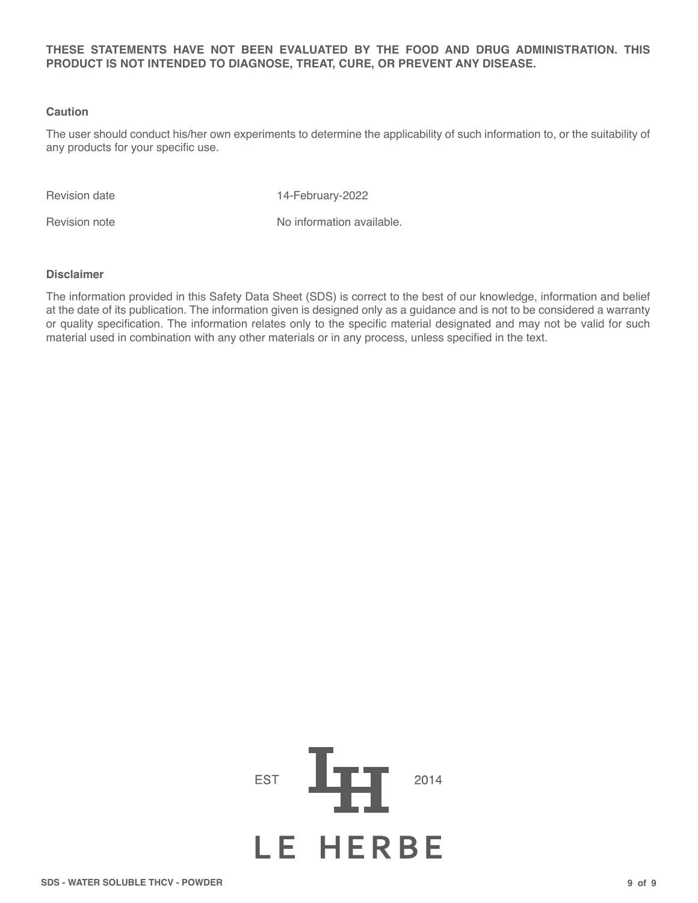**THESE STATEMENTS HAVE NOT BEEN EVALUATED BY THE FOOD AND DRUG ADMINISTRATION. THIS PRODUCT IS NOT INTENDED TO DIAGNOSE, TREAT, CURE, OR PREVENT ANY DISEASE.**

### Caution

The user should conduct his/her own experiments to determine the applicability of such information to, or the suitability of any products for your specific use.

| | |
|---|---|
| Revision date | 14-February-2022 |
| Revision note | No information available. |

### Disclaimer

The information provided in this Safety Data Sheet (SDS) is correct to the best of our knowledge, information and belief at the date of its publication. The information given is designed only as a guidance and is not to be considered a warranty or quality specification. The information relates only to the specific material designated and may not be valid for such material used in combination with any other materials or in any process, unless specified in the text.

EST LH 2014

LE HERBE